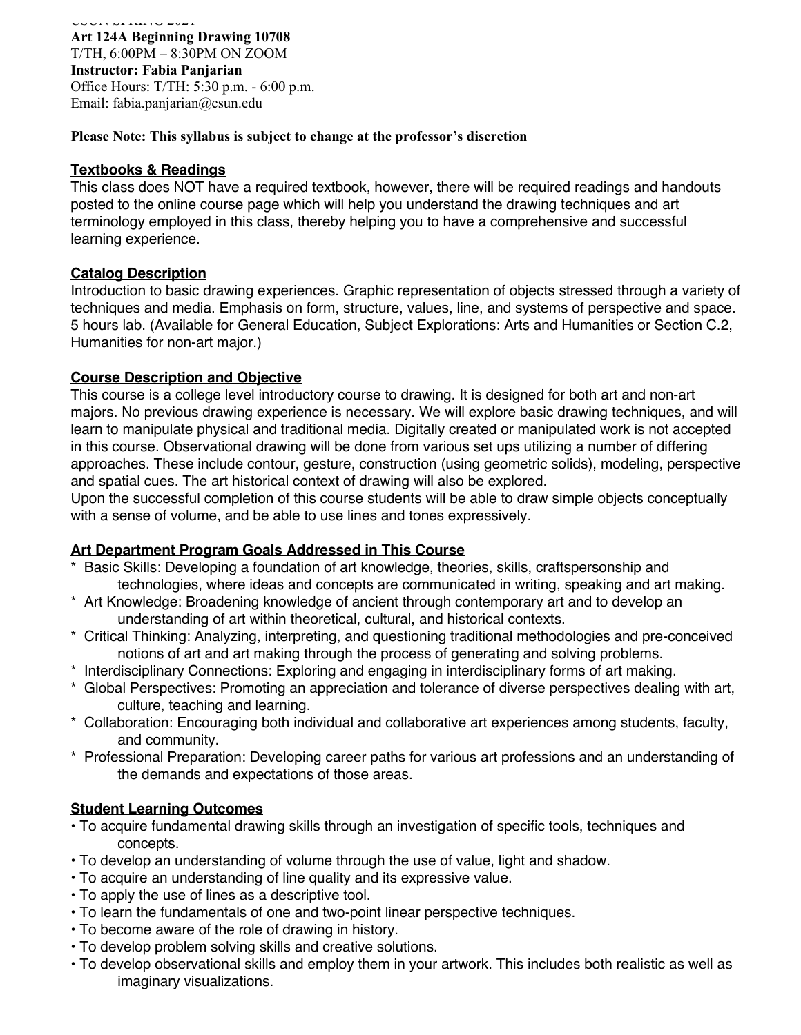CSUN SPRING 2021

**Art 124A Beginning Drawing 10708**
T/TH, 6:00PM – 8:30PM ON ZOOM
**Instructor: Fabia Panjarian**
Office Hours: T/TH: 5:30 p.m. - 6:00 p.m.
Email: fabia.panjarian@csun.edu

**Please Note: This syllabus is subject to change at the professor's discretion**

## Textbooks & Readings

This class does NOT have a required textbook, however, there will be required readings and handouts posted to the online course page which will help you understand the drawing techniques and art terminology employed in this class, thereby helping you to have a comprehensive and successful learning experience.

## Catalog Description

Introduction to basic drawing experiences. Graphic representation of objects stressed through a variety of techniques and media. Emphasis on form, structure, values, line, and systems of perspective and space. 5 hours lab. (Available for General Education, Subject Explorations: Arts and Humanities or Section C.2, Humanities for non-art major.)

## Course Description and Objective

This course is a college level introductory course to drawing. It is designed for both art and non-art majors. No previous drawing experience is necessary. We will explore basic drawing techniques, and will learn to manipulate physical and traditional media. Digitally created or manipulated work is not accepted in this course. Observational drawing will be done from various set ups utilizing a number of differing approaches. These include contour, gesture, construction (using geometric solids), modeling, perspective and spatial cues. The art historical context of drawing will also be explored.
Upon the successful completion of this course students will be able to draw simple objects conceptually with a sense of volume, and be able to use lines and tones expressively.

## Art Department Program Goals Addressed in This Course

* Basic Skills: Developing a foundation of art knowledge, theories, skills, craftspersonship and technologies, where ideas and concepts are communicated in writing, speaking and art making.
* Art Knowledge: Broadening knowledge of ancient through contemporary art and to develop an understanding of art within theoretical, cultural, and historical contexts.
* Critical Thinking: Analyzing, interpreting, and questioning traditional methodologies and pre-conceived notions of art and art making through the process of generating and solving problems.
* Interdisciplinary Connections: Exploring and engaging in interdisciplinary forms of art making.
* Global Perspectives: Promoting an appreciation and tolerance of diverse perspectives dealing with art, culture, teaching and learning.
* Collaboration: Encouraging both individual and collaborative art experiences among students, faculty, and community.
* Professional Preparation: Developing career paths for various art professions and an understanding of the demands and expectations of those areas.

## Student Learning Outcomes

- To acquire fundamental drawing skills through an investigation of specific tools, techniques and concepts.
- To develop an understanding of volume through the use of value, light and shadow.
- To acquire an understanding of line quality and its expressive value.
- To apply the use of lines as a descriptive tool.
- To learn the fundamentals of one and two-point linear perspective techniques.
- To become aware of the role of drawing in history.
- To develop problem solving skills and creative solutions.
- To develop observational skills and employ them in your artwork. This includes both realistic as well as imaginary visualizations.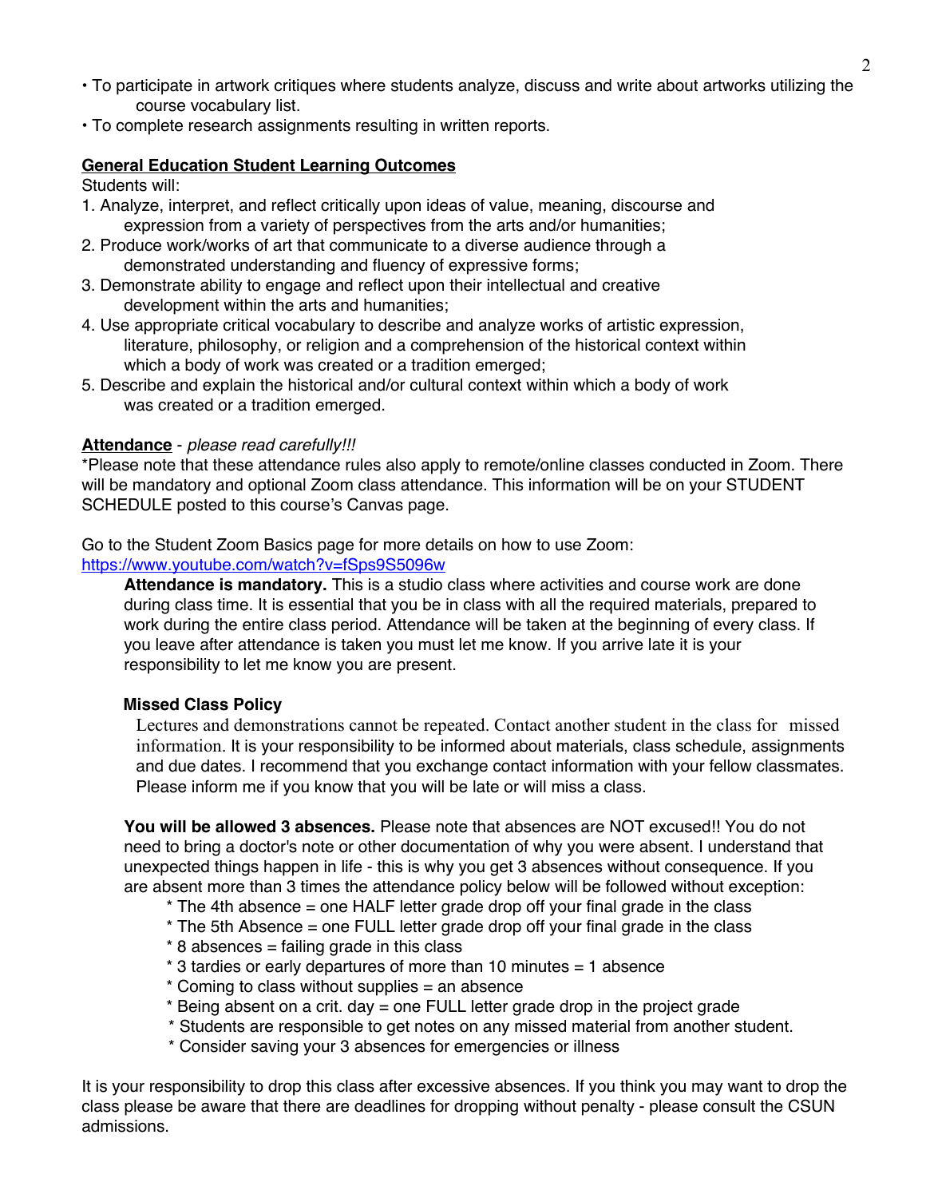• To participate in artwork critiques where students analyze, discuss and write about artworks utilizing the course vocabulary list.
• To complete research assignments resulting in written reports.

**General Education Student Learning Outcomes**

Students will:

1. Analyze, interpret, and reflect critically upon ideas of value, meaning, discourse and expression from a variety of perspectives from the arts and/or humanities;
2. Produce work/works of art that communicate to a diverse audience through a demonstrated understanding and fluency of expressive forms;
3. Demonstrate ability to engage and reflect upon their intellectual and creative development within the arts and humanities;
4. Use appropriate critical vocabulary to describe and analyze works of artistic expression, literature, philosophy, or religion and a comprehension of the historical context within which a body of work was created or a tradition emerged;
5. Describe and explain the historical and/or cultural context within which a body of work was created or a tradition emerged.

**Attendance** - *please read carefully!!!*

*Please note that these attendance rules also apply to remote/online classes conducted in Zoom. There will be mandatory and optional Zoom class attendance. This information will be on your STUDENT SCHEDULE posted to this course's Canvas page.

Go to the Student Zoom Basics page for more details on how to use Zoom:
https://www.youtube.com/watch?v=fSps9S5096w

**Attendance is mandatory.** This is a studio class where activities and course work are done during class time. It is essential that you be in class with all the required materials, prepared to work during the entire class period. Attendance will be taken at the beginning of every class. If you leave after attendance is taken you must let me know. If you arrive late it is your responsibility to let me know you are present.

**Missed Class Policy**

Lectures and demonstrations cannot be repeated. Contact another student in the class for missed information. It is your responsibility to be informed about materials, class schedule, assignments and due dates. I recommend that you exchange contact information with your fellow classmates. Please inform me if you know that you will be late or will miss a class.

**You will be allowed 3 absences.** Please note that absences are NOT excused!! You do not need to bring a doctor's note or other documentation of why you were absent. I understand that unexpected things happen in life - this is why you get 3 absences without consequence. If you are absent more than 3 times the attendance policy below will be followed without exception:

* The 4th absence = one HALF letter grade drop off your final grade in the class
* The 5th Absence = one FULL letter grade drop off your final grade in the class
* 8 absences = failing grade in this class
* 3 tardies or early departures of more than 10 minutes = 1 absence
* Coming to class without supplies = an absence
* Being absent on a crit. day = one FULL letter grade drop in the project grade
* Students are responsible to get notes on any missed material from another student.
* Consider saving your 3 absences for emergencies or illness

It is your responsibility to drop this class after excessive absences. If you think you may want to drop the class please be aware that there are deadlines for dropping without penalty - please consult the CSUN admissions.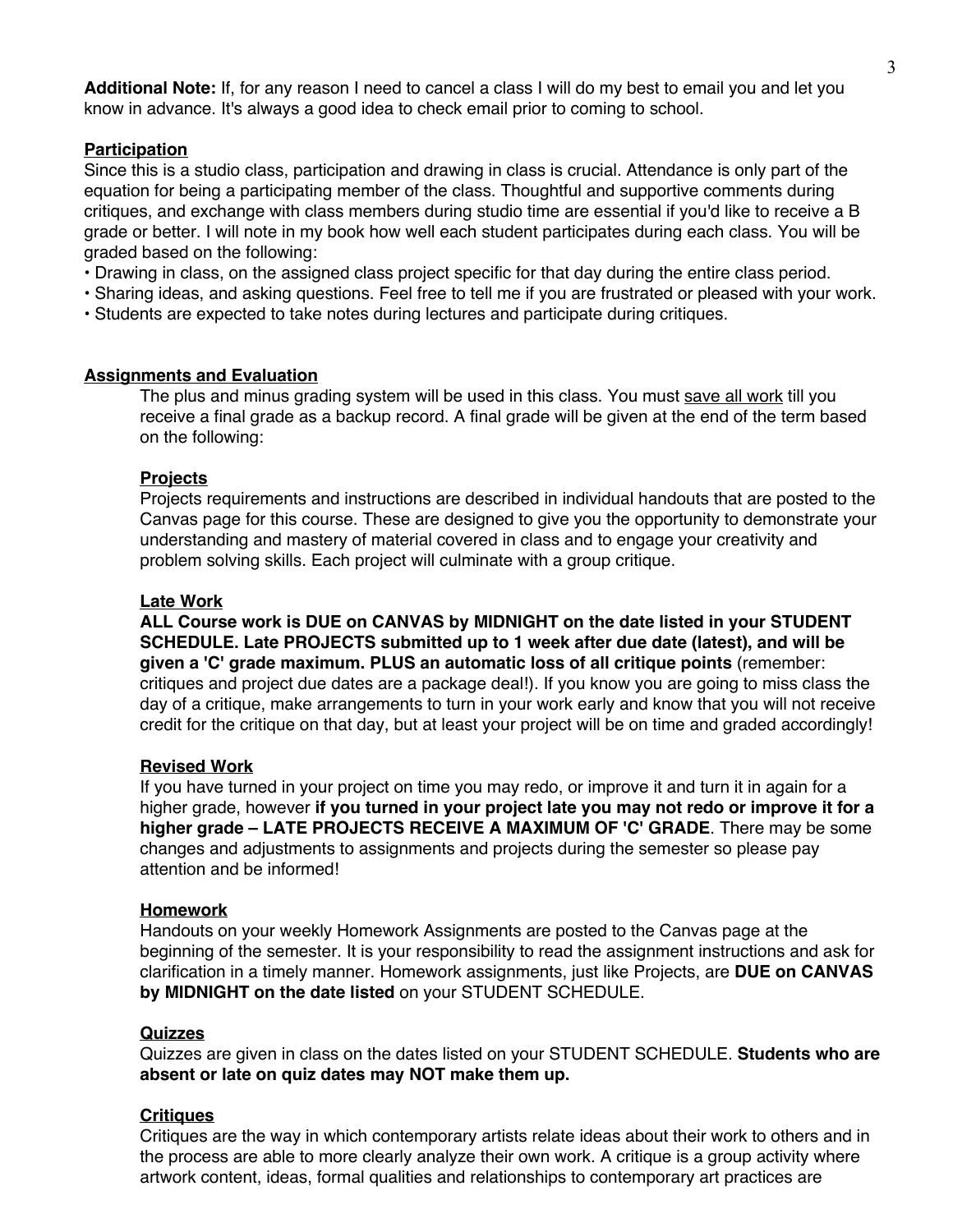**Additional Note:** If, for any reason I need to cancel a class I will do my best to email you and let you know in advance. It's always a good idea to check email prior to coming to school.

## Participation

Since this is a studio class, participation and drawing in class is crucial. Attendance is only part of the equation for being a participating member of the class. Thoughtful and supportive comments during critiques, and exchange with class members during studio time are essential if you'd like to receive a B grade or better. I will note in my book how well each student participates during each class. You will be graded based on the following:

- Drawing in class, on the assigned class project specific for that day during the entire class period.
- Sharing ideas, and asking questions. Feel free to tell me if you are frustrated or pleased with your work.
- Students are expected to take notes during lectures and participate during critiques.

## Assignments and Evaluation

The plus and minus grading system will be used in this class. You must save all work till you receive a final grade as a backup record. A final grade will be given at the end of the term based on the following:

### Projects

Projects requirements and instructions are described in individual handouts that are posted to the Canvas page for this course. These are designed to give you the opportunity to demonstrate your understanding and mastery of material covered in class and to engage your creativity and problem solving skills. Each project will culminate with a group critique.

### Late Work

**ALL Course work is DUE on CANVAS by MIDNIGHT on the date listed in your STUDENT SCHEDULE. Late PROJECTS submitted up to 1 week after due date (latest), and will be given a 'C' grade maximum. PLUS an automatic loss of all critique points** (remember: critiques and project due dates are a package deal!). If you know you are going to miss class the day of a critique, make arrangements to turn in your work early and know that you will not receive credit for the critique on that day, but at least your project will be on time and graded accordingly!

### Revised Work

If you have turned in your project on time you may redo, or improve it and turn it in again for a higher grade, however **if you turned in your project late you may not redo or improve it for a higher grade – LATE PROJECTS RECEIVE A MAXIMUM OF 'C' GRADE**. There may be some changes and adjustments to assignments and projects during the semester so please pay attention and be informed!

### Homework

Handouts on your weekly Homework Assignments are posted to the Canvas page at the beginning of the semester. It is your responsibility to read the assignment instructions and ask for clarification in a timely manner. Homework assignments, just like Projects, are **DUE on CANVAS by MIDNIGHT on the date listed** on your STUDENT SCHEDULE.

### Quizzes

Quizzes are given in class on the dates listed on your STUDENT SCHEDULE. **Students who are absent or late on quiz dates may NOT make them up.**

### Critiques

Critiques are the way in which contemporary artists relate ideas about their work to others and in the process are able to more clearly analyze their own work. A critique is a group activity where artwork content, ideas, formal qualities and relationships to contemporary art practices are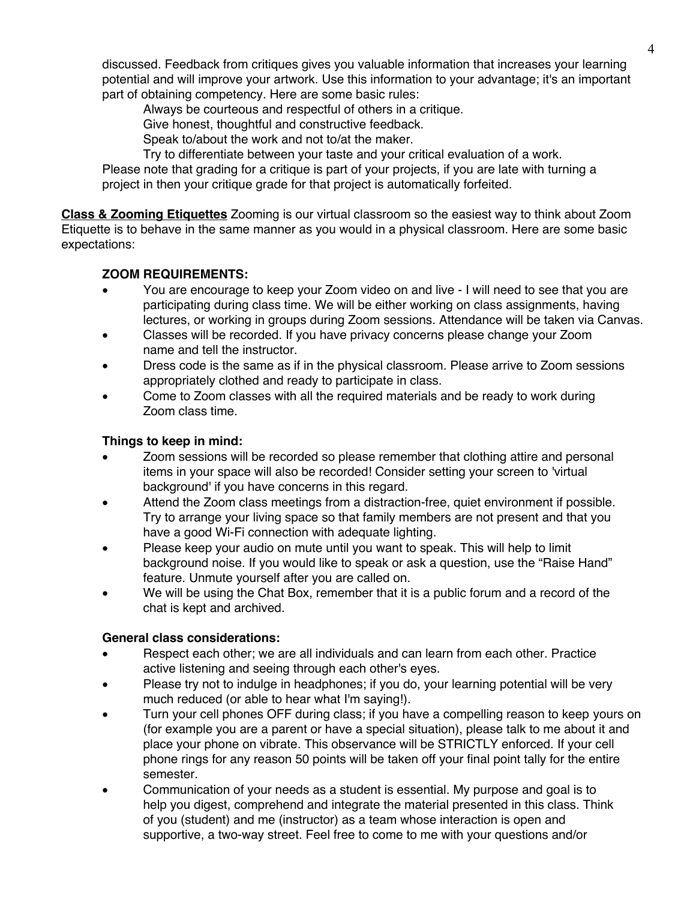discussed. Feedback from critiques gives you valuable information that increases your learning potential and will improve your artwork. Use this information to your advantage; it's an important part of obtaining competency. Here are some basic rules:

Always be courteous and respectful of others in a critique.
Give honest, thoughtful and constructive feedback.
Speak to/about the work and not to/at the maker.
Try to differentiate between your taste and your critical evaluation of a work.

Please note that grading for a critique is part of your projects, if you are late with turning a project in then your critique grade for that project is automatically forfeited.

**Class & Zooming Etiquettes** Zooming is our virtual classroom so the easiest way to think about Zoom Etiquette is to behave in the same manner as you would in a physical classroom. Here are some basic expectations:

**ZOOM REQUIREMENTS:**

- You are encourage to keep your Zoom video on and live - I will need to see that you are participating during class time. We will be either working on class assignments, having lectures, or working in groups during Zoom sessions. Attendance will be taken via Canvas.
- Classes will be recorded. If you have privacy concerns please change your Zoom name and tell the instructor.
- Dress code is the same as if in the physical classroom. Please arrive to Zoom sessions appropriately clothed and ready to participate in class.
- Come to Zoom classes with all the required materials and be ready to work during Zoom class time.

**Things to keep in mind:**

- Zoom sessions will be recorded so please remember that clothing attire and personal items in your space will also be recorded! Consider setting your screen to 'virtual background' if you have concerns in this regard.
- Attend the Zoom class meetings from a distraction-free, quiet environment if possible. Try to arrange your living space so that family members are not present and that you have a good Wi-Fi connection with adequate lighting.
- Please keep your audio on mute until you want to speak. This will help to limit background noise. If you would like to speak or ask a question, use the "Raise Hand" feature. Unmute yourself after you are called on.
- We will be using the Chat Box, remember that it is a public forum and a record of the chat is kept and archived.

**General class considerations:**

- Respect each other; we are all individuals and can learn from each other. Practice active listening and seeing through each other's eyes.
- Please try not to indulge in headphones; if you do, your learning potential will be very much reduced (or able to hear what I'm saying!).
- Turn your cell phones OFF during class; if you have a compelling reason to keep yours on (for example you are a parent or have a special situation), please talk to me about it and place your phone on vibrate. This observance will be STRICTLY enforced. If your cell phone rings for any reason 50 points will be taken off your final point tally for the entire semester.
- Communication of your needs as a student is essential. My purpose and goal is to help you digest, comprehend and integrate the material presented in this class. Think of you (student) and me (instructor) as a team whose interaction is open and supportive, a two-way street. Feel free to come to me with your questions and/or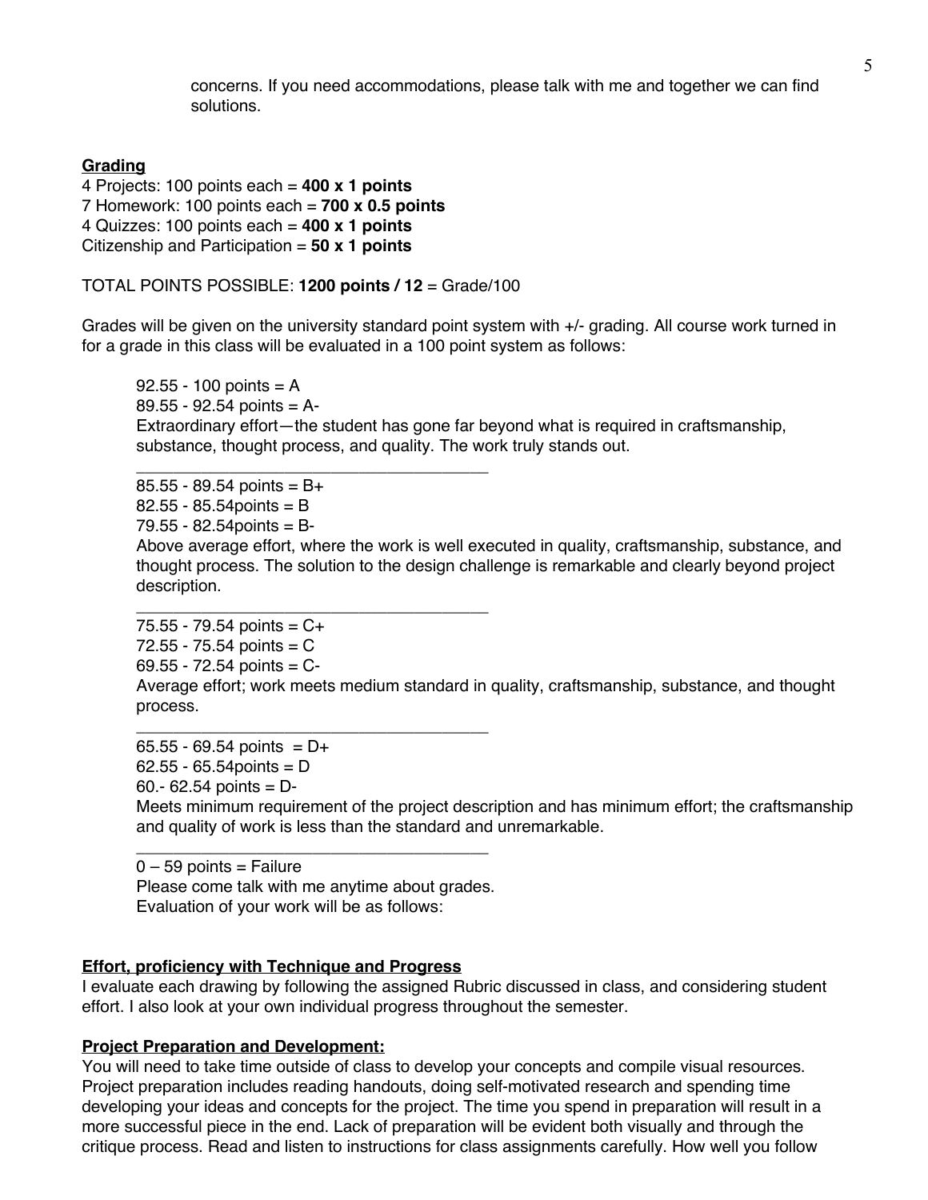concerns. If you need accommodations, please talk with me and together we can find solutions.

**Grading**

4 Projects: 100 points each = **400 x 1 points**
7 Homework: 100 points each = **700 x 0.5 points**
4 Quizzes: 100 points each = **400 x 1 points**
Citizenship and Participation = **50 x 1 points**

TOTAL POINTS POSSIBLE: **1200 points / 12** = Grade/100

Grades will be given on the university standard point system with +/- grading. All course work turned in for a grade in this class will be evaluated in a 100 point system as follows:

92.55 - 100 points = A
89.55 - 92.54 points = A-
Extraordinary effort—the student has gone far beyond what is required in craftsmanship, substance, thought process, and quality. The work truly stands out.

---

85.55 - 89.54 points = B+
82.55 - 85.54points = B
79.55 - 82.54points = B-
Above average effort, where the work is well executed in quality, craftsmanship, substance, and thought process. The solution to the design challenge is remarkable and clearly beyond project description.

---

75.55 - 79.54 points = C+
72.55 - 75.54 points = C
69.55 - 72.54 points = C-
Average effort; work meets medium standard in quality, craftsmanship, substance, and thought process.

---

65.55 - 69.54 points = D+
62.55 - 65.54points = D
60.- 62.54 points = D-
Meets minimum requirement of the project description and has minimum effort; the craftsmanship and quality of work is less than the standard and unremarkable.

---

0 – 59 points = Failure
Please come talk with me anytime about grades.
Evaluation of your work will be as follows:

**Effort, proficiency with Technique and Progress**

I evaluate each drawing by following the assigned Rubric discussed in class, and considering student effort. I also look at your own individual progress throughout the semester.

**Project Preparation and Development:**

You will need to take time outside of class to develop your concepts and compile visual resources. Project preparation includes reading handouts, doing self-motivated research and spending time developing your ideas and concepts for the project. The time you spend in preparation will result in a more successful piece in the end. Lack of preparation will be evident both visually and through the critique process. Read and listen to instructions for class assignments carefully. How well you follow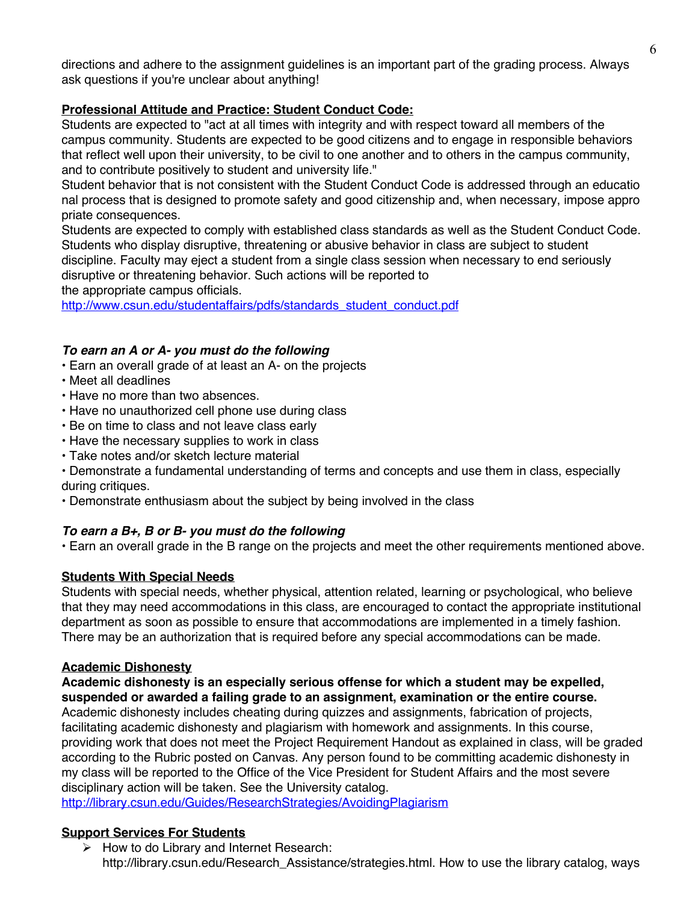directions and adhere to the assignment guidelines is an important part of the grading process. Always ask questions if you're unclear about anything!

**Professional Attitude and Practice: Student Conduct Code:**

Students are expected to "act at all times with integrity and with respect toward all members of the campus community. Students are expected to be good citizens and to engage in responsible behaviors that reflect well upon their university, to be civil to one another and to others in the campus community, and to contribute positively to student and university life."

Student behavior that is not consistent with the Student Conduct Code is addressed through an educatio nal process that is designed to promote safety and good citizenship and, when necessary, impose appro priate consequences.

Students are expected to comply with established class standards as well as the Student Conduct Code. Students who display disruptive, threatening or abusive behavior in class are subject to student discipline. Faculty may eject a student from a single class session when necessary to end seriously disruptive or threatening behavior. Such actions will be reported to the appropriate campus officials.

http://www.csun.edu/studentaffairs/pdfs/standards_student_conduct.pdf

***To earn an A or A- you must do the following***

- Earn an overall grade of at least an A- on the projects
- Meet all deadlines
- Have no more than two absences.
- Have no unauthorized cell phone use during class
- Be on time to class and not leave class early
- Have the necessary supplies to work in class
- Take notes and/or sketch lecture material
- Demonstrate a fundamental understanding of terms and concepts and use them in class, especially during critiques.
- Demonstrate enthusiasm about the subject by being involved in the class

***To earn a B+, B or B- you must do the following***

- Earn an overall grade in the B range on the projects and meet the other requirements mentioned above.

**Students With Special Needs**

Students with special needs, whether physical, attention related, learning or psychological, who believe that they may need accommodations in this class, are encouraged to contact the appropriate institutional department as soon as possible to ensure that accommodations are implemented in a timely fashion. There may be an authorization that is required before any special accommodations can be made.

**Academic Dishonesty**

**Academic dishonesty is an especially serious offense for which a student may be expelled, suspended or awarded a failing grade to an assignment, examination or the entire course.** Academic dishonesty includes cheating during quizzes and assignments, fabrication of projects, facilitating academic dishonesty and plagiarism with homework and assignments. In this course, providing work that does not meet the Project Requirement Handout as explained in class, will be graded according to the Rubric posted on Canvas. Any person found to be committing academic dishonesty in my class will be reported to the Office of the Vice President for Student Affairs and the most severe disciplinary action will be taken. See the University catalog.

http://library.csun.edu/Guides/ResearchStrategies/AvoidingPlagiarism

**Support Services For Students**

- How to do Library and Internet Research: http://library.csun.edu/Research_Assistance/strategies.html. How to use the library catalog, ways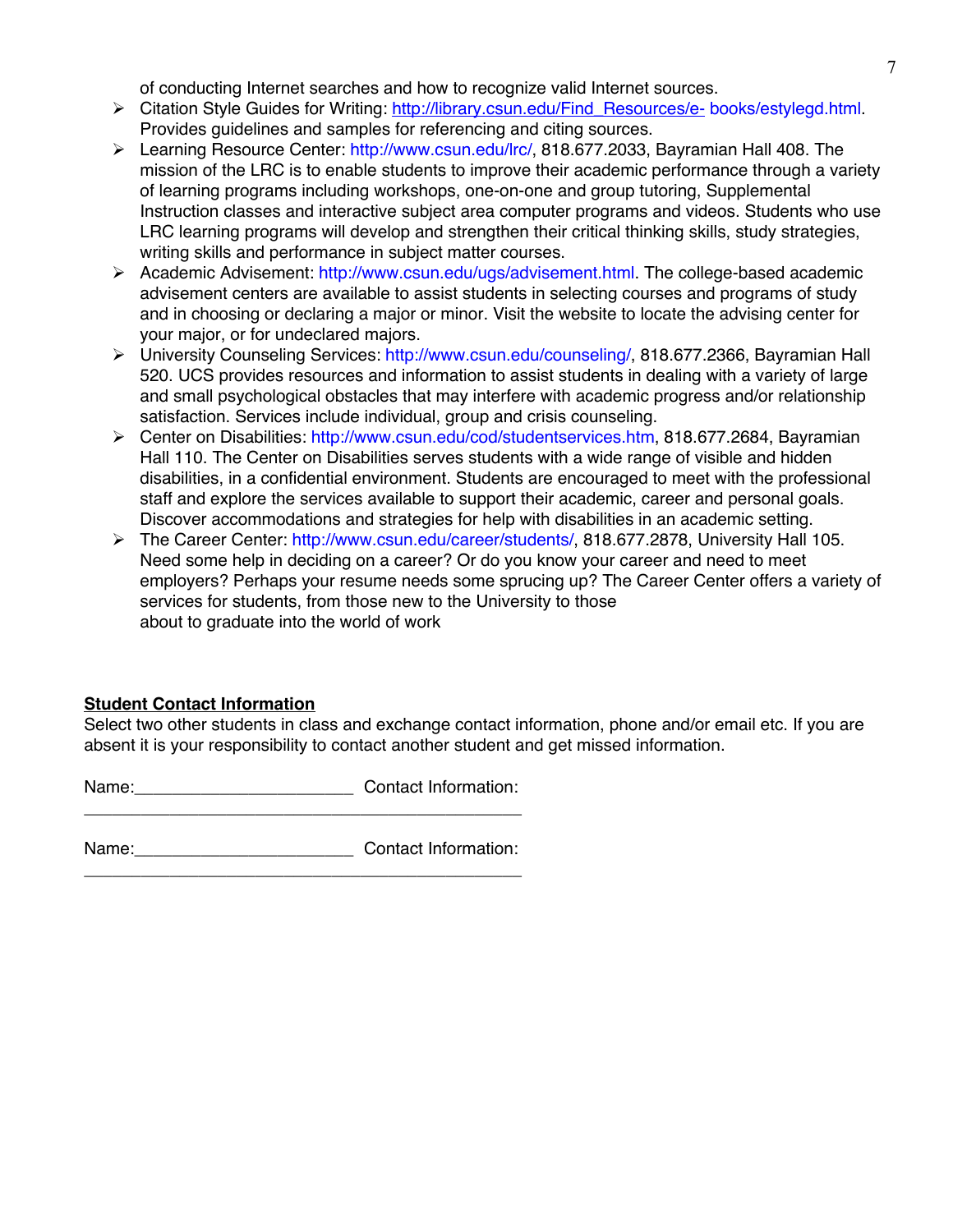of conducting Internet searches and how to recognize valid Internet sources.

- Citation Style Guides for Writing: http://library.csun.edu/Find_Resources/e- books/estylegd.html. Provides guidelines and samples for referencing and citing sources.
- Learning Resource Center: http://www.csun.edu/lrc/, 818.677.2033, Bayramian Hall 408. The mission of the LRC is to enable students to improve their academic performance through a variety of learning programs including workshops, one-on-one and group tutoring, Supplemental Instruction classes and interactive subject area computer programs and videos. Students who use LRC learning programs will develop and strengthen their critical thinking skills, study strategies, writing skills and performance in subject matter courses.
- Academic Advisement: http://www.csun.edu/ugs/advisement.html. The college-based academic advisement centers are available to assist students in selecting courses and programs of study and in choosing or declaring a major or minor. Visit the website to locate the advising center for your major, or for undeclared majors.
- University Counseling Services: http://www.csun.edu/counseling/, 818.677.2366, Bayramian Hall 520. UCS provides resources and information to assist students in dealing with a variety of large and small psychological obstacles that may interfere with academic progress and/or relationship satisfaction. Services include individual, group and crisis counseling.
- Center on Disabilities: http://www.csun.edu/cod/studentservices.htm, 818.677.2684, Bayramian Hall 110. The Center on Disabilities serves students with a wide range of visible and hidden disabilities, in a confidential environment. Students are encouraged to meet with the professional staff and explore the services available to support their academic, career and personal goals. Discover accommodations and strategies for help with disabilities in an academic setting.
- The Career Center: http://www.csun.edu/career/students/, 818.677.2878, University Hall 105. Need some help in deciding on a career? Or do you know your career and need to meet employers? Perhaps your resume needs some sprucing up? The Career Center offers a variety of services for students, from those new to the University to those about to graduate into the world of work

**Student Contact Information**

Select two other students in class and exchange contact information, phone and/or email etc. If you are absent it is your responsibility to contact another student and get missed information.

Name:______________________ Contact Information: _____________________________________________

Name:______________________ Contact Information: _____________________________________________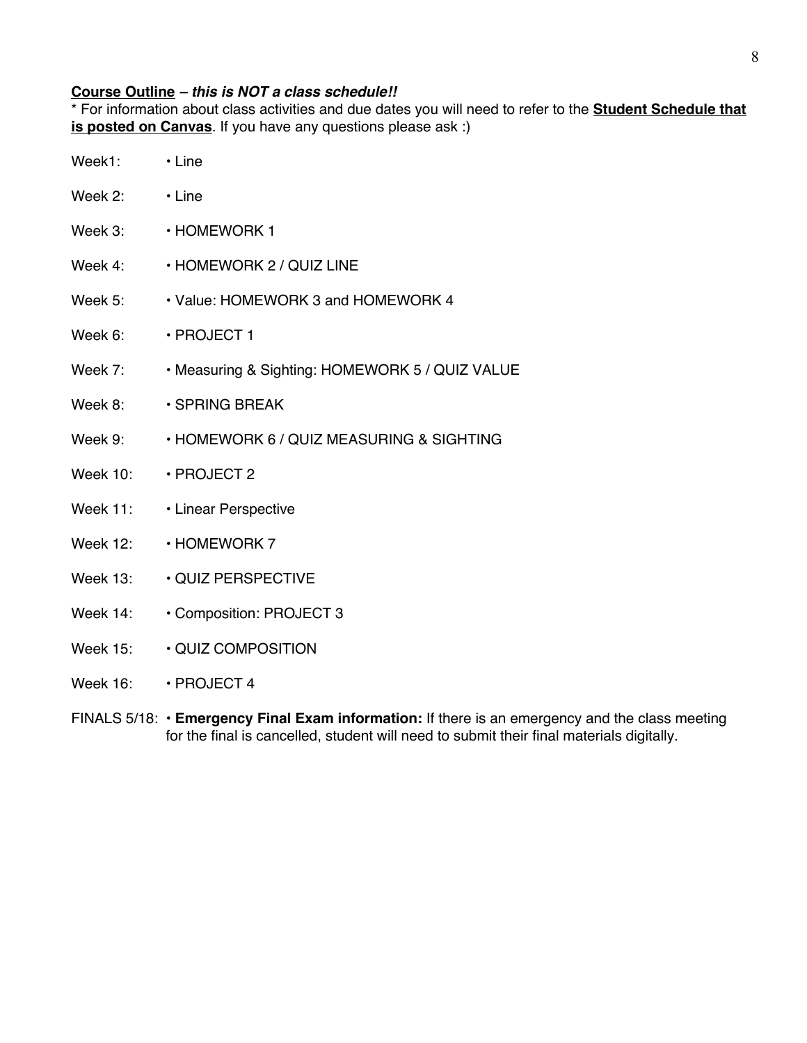**<u>Course Outline</u> – *this is NOT a class schedule!!***

* For information about class activities and due dates you will need to refer to the **<u>Student Schedule that is posted on Canvas</u>**. If you have any questions please ask :)

Week1: • Line

Week 2: • Line

Week 3: • HOMEWORK 1

Week 4: • HOMEWORK 2 / QUIZ LINE

Week 5: • Value: HOMEWORK 3 and HOMEWORK 4

Week 6: • PROJECT 1

Week 7: • Measuring & Sighting: HOMEWORK 5 / QUIZ VALUE

Week 8: • SPRING BREAK

Week 9: • HOMEWORK 6 / QUIZ MEASURING & SIGHTING

Week 10: • PROJECT 2

Week 11: • Linear Perspective

Week 12: • HOMEWORK 7

Week 13: • QUIZ PERSPECTIVE

Week 14: • Composition: PROJECT 3

Week 15: • QUIZ COMPOSITION

Week 16: • PROJECT 4

FINALS 5/18: • **Emergency Final Exam information:** If there is an emergency and the class meeting for the final is cancelled, student will need to submit their final materials digitally.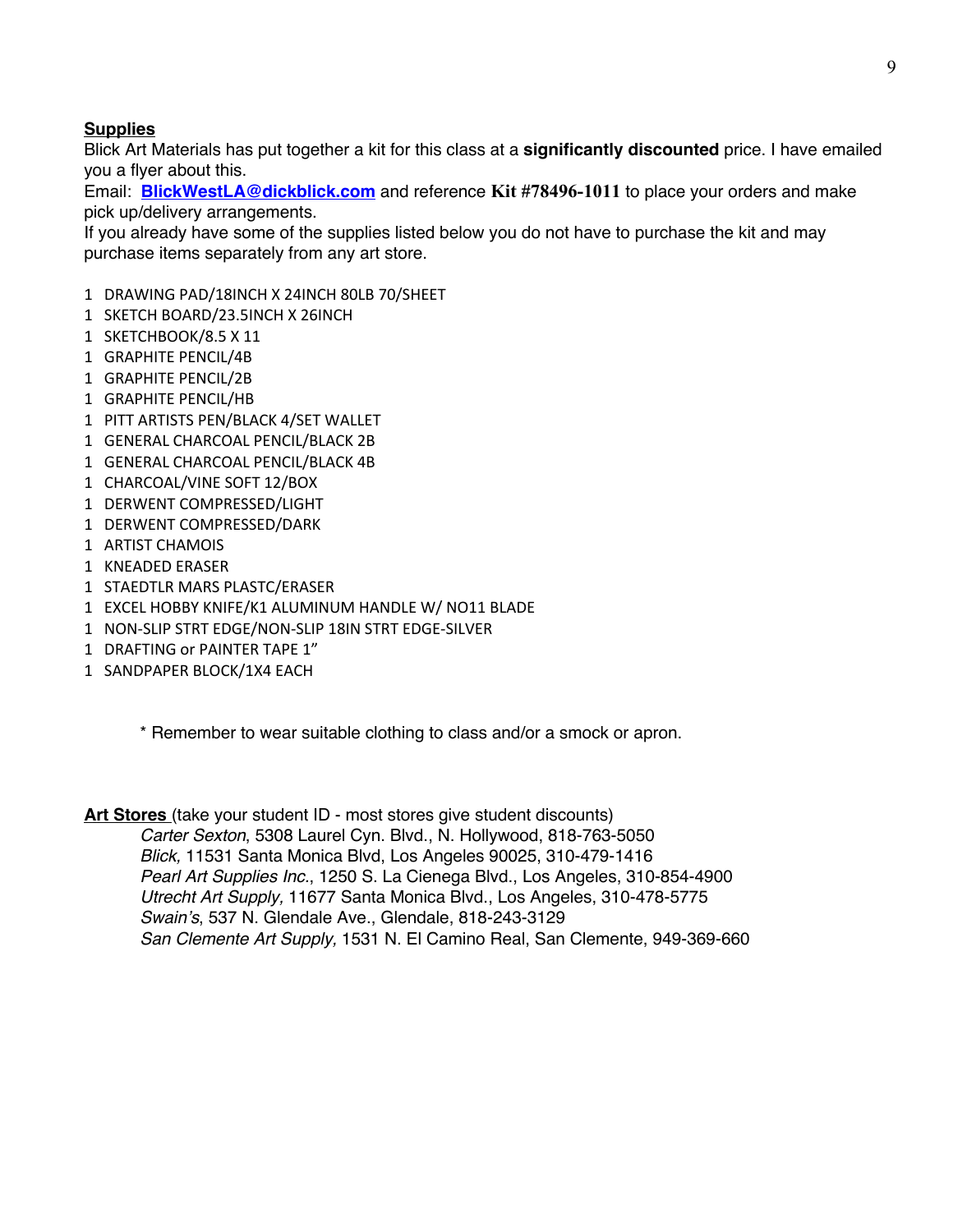**Supplies**

Blick Art Materials has put together a kit for this class at a **significantly discounted** price. I have emailed you a flyer about this.

Email: **BlickWestLA@dickblick.com** and reference **Kit #78496-1011** to place your orders and make pick up/delivery arrangements.

If you already have some of the supplies listed below you do not have to purchase the kit and may purchase items separately from any art store.

1 DRAWING PAD/18INCH X 24INCH 80LB 70/SHEET
1 SKETCH BOARD/23.5INCH X 26INCH
1 SKETCHBOOK/8.5 X 11
1 GRAPHITE PENCIL/4B
1 GRAPHITE PENCIL/2B
1 GRAPHITE PENCIL/HB
1 PITT ARTISTS PEN/BLACK 4/SET WALLET
1 GENERAL CHARCOAL PENCIL/BLACK 2B
1 GENERAL CHARCOAL PENCIL/BLACK 4B
1 CHARCOAL/VINE SOFT 12/BOX
1 DERWENT COMPRESSED/LIGHT
1 DERWENT COMPRESSED/DARK
1 ARTIST CHAMOIS
1 KNEADED ERASER
1 STAEDTLR MARS PLASTC/ERASER
1 EXCEL HOBBY KNIFE/K1 ALUMINUM HANDLE W/ NO11 BLADE
1 NON-SLIP STRT EDGE/NON-SLIP 18IN STRT EDGE-SILVER
1 DRAFTING or PAINTER TAPE 1"
1 SANDPAPER BLOCK/1X4 EACH

\* Remember to wear suitable clothing to class and/or a smock or apron.

**Art Stores** (take your student ID - most stores give student discounts)

*Carter Sexton*, 5308 Laurel Cyn. Blvd., N. Hollywood, 818-763-5050
*Blick,* 11531 Santa Monica Blvd, Los Angeles 90025, 310-479-1416
*Pearl Art Supplies Inc.*, 1250 S. La Cienega Blvd., Los Angeles, 310-854-4900
*Utrecht Art Supply,* 11677 Santa Monica Blvd., Los Angeles, 310-478-5775
*Swain's*, 537 N. Glendale Ave., Glendale, 818-243-3129
*San Clemente Art Supply,* 1531 N. El Camino Real, San Clemente, 949-369-660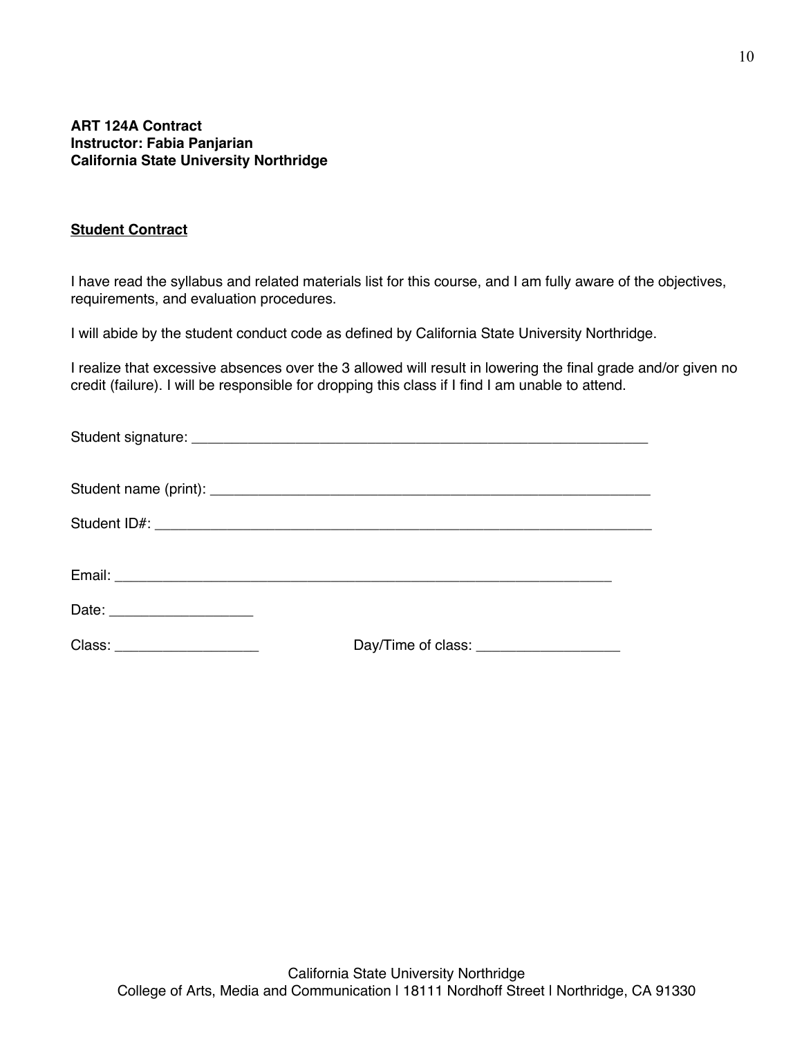**ART 124A Contract**
**Instructor: Fabia Panjarian**
**California State University Northridge**

**<u>Student Contract</u>**

I have read the syllabus and related materials list for this course, and I am fully aware of the objectives, requirements, and evaluation procedures.

I will abide by the student conduct code as defined by California State University Northridge.

I realize that excessive absences over the 3 allowed will result in lowering the final grade and/or given no credit (failure). I will be responsible for dropping this class if I find I am unable to attend.

Student signature: ____________________________________________________________

Student name (print): __________________________________________________________

Student ID#: _______________________________________________________________

Email: ____________________________________________________________

Date: __________________

Class: __________________ Day/Time of class: __________________

California State University Northridge
College of Arts, Media and Communication | 18111 Nordhoff Street | Northridge, CA 91330